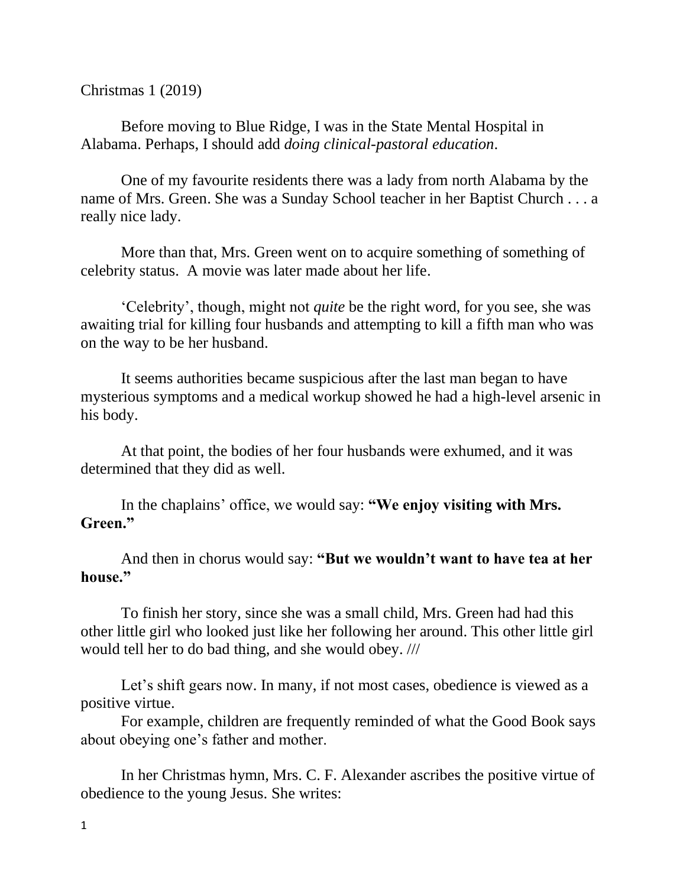Christmas 1 (2019)

Before moving to Blue Ridge, I was in the State Mental Hospital in Alabama. Perhaps, I should add *doing clinical-pastoral education*.

One of my favourite residents there was a lady from north Alabama by the name of Mrs. Green. She was a Sunday School teacher in her Baptist Church . . . a really nice lady.

More than that, Mrs. Green went on to acquire something of something of celebrity status. A movie was later made about her life.

'Celebrity', though, might not *quite* be the right word, for you see, she was awaiting trial for killing four husbands and attempting to kill a fifth man who was on the way to be her husband.

It seems authorities became suspicious after the last man began to have mysterious symptoms and a medical workup showed he had a high-level arsenic in his body.

At that point, the bodies of her four husbands were exhumed, and it was determined that they did as well.

In the chaplains' office, we would say: **"We enjoy visiting with Mrs. Green."**

And then in chorus would say: **"But we wouldn't want to have tea at her house."**

To finish her story, since she was a small child, Mrs. Green had had this other little girl who looked just like her following her around. This other little girl would tell her to do bad thing, and she would obey. ///

Let's shift gears now. In many, if not most cases, obedience is viewed as a positive virtue.

For example, children are frequently reminded of what the Good Book says about obeying one's father and mother.

In her Christmas hymn, Mrs. C. F. Alexander ascribes the positive virtue of obedience to the young Jesus. She writes: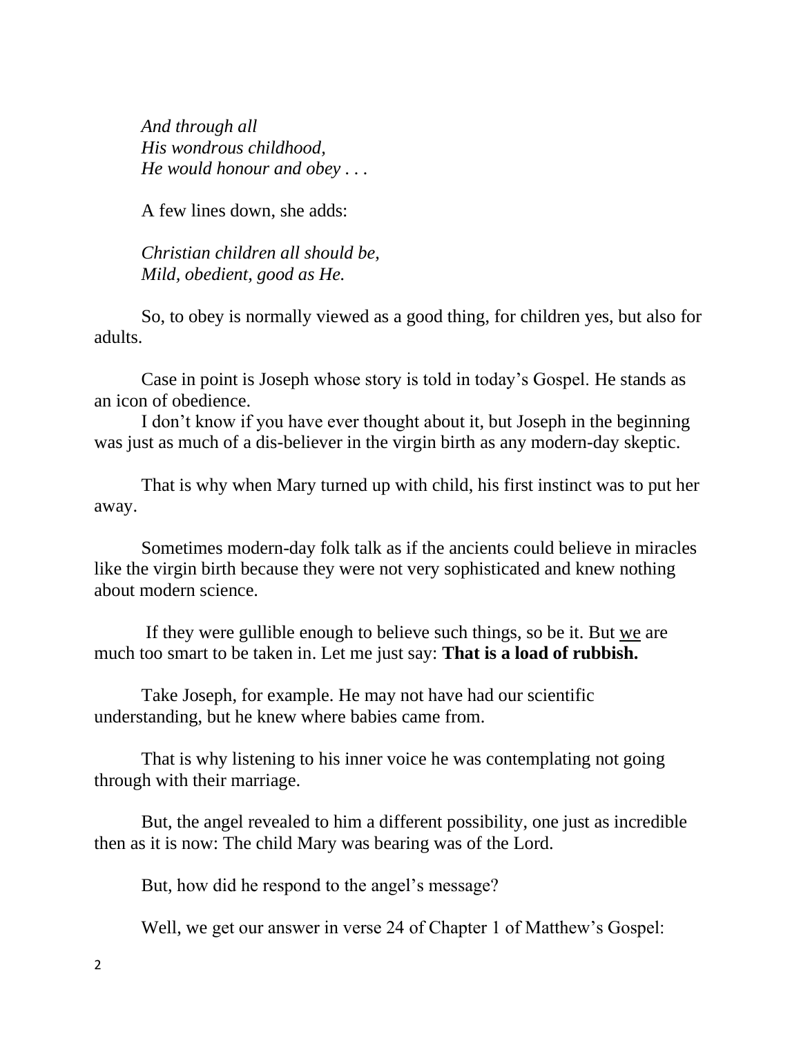*And through all*
*His wondrous childhood,*
*He would honour and obey . . .*

A few lines down, she adds:

*Christian children all should be,*
*Mild, obedient, good as He.*

So, to obey is normally viewed as a good thing, for children yes, but also for adults.

Case in point is Joseph whose story is told in today's Gospel. He stands as an icon of obedience.

I don't know if you have ever thought about it, but Joseph in the beginning was just as much of a dis-believer in the virgin birth as any modern-day skeptic.

That is why when Mary turned up with child, his first instinct was to put her away.

Sometimes modern-day folk talk as if the ancients could believe in miracles like the virgin birth because they were not very sophisticated and knew nothing about modern science.

If they were gullible enough to believe such things, so be it. But <u>we</u> are much too smart to be taken in. Let me just say: **That is a load of rubbish.**

Take Joseph, for example. He may not have had our scientific understanding, but he knew where babies came from.

That is why listening to his inner voice he was contemplating not going through with their marriage.

But, the angel revealed to him a different possibility, one just as incredible then as it is now: The child Mary was bearing was of the Lord.

But, how did he respond to the angel's message?

Well, we get our answer in verse 24 of Chapter 1 of Matthew's Gospel: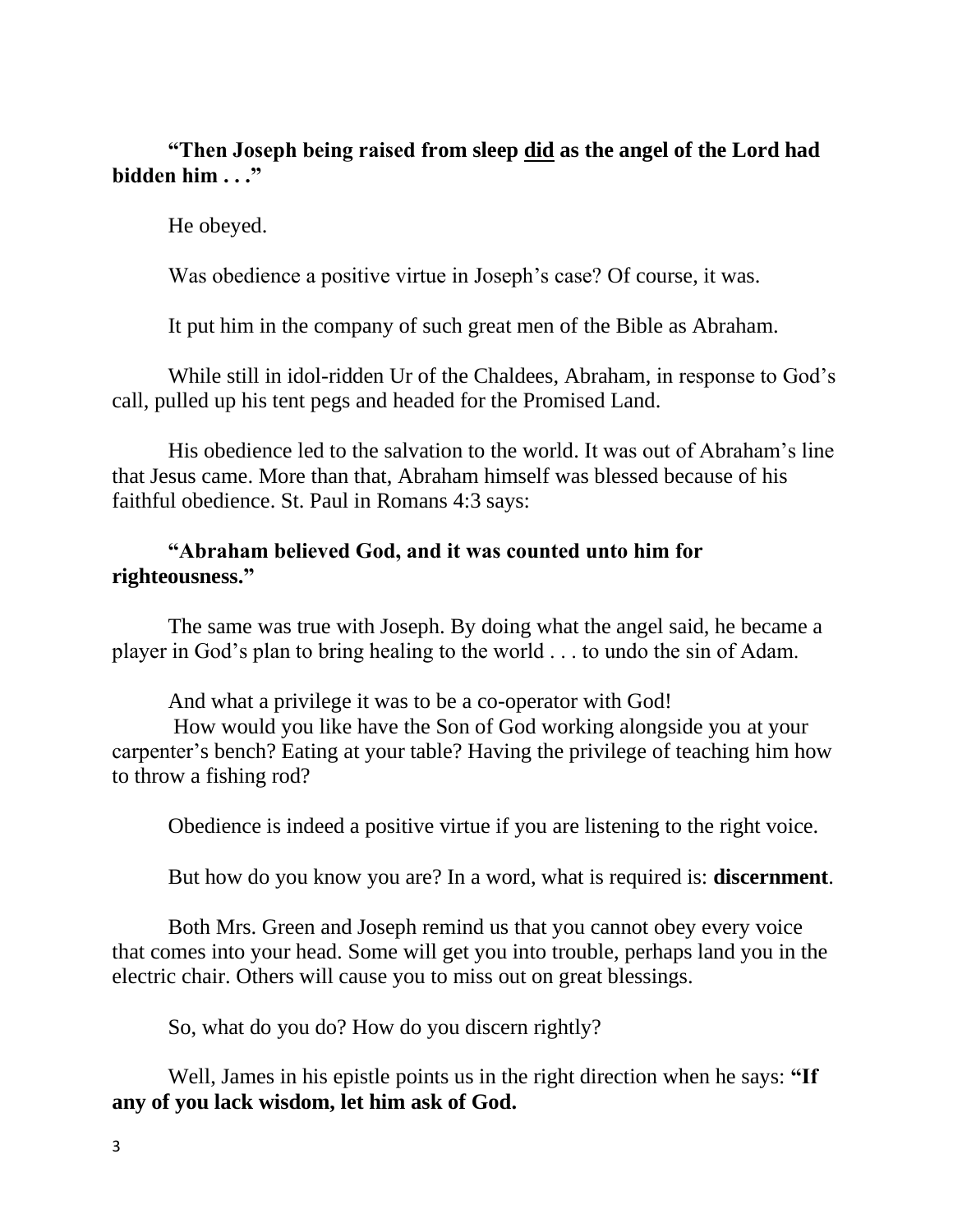**“Then Joseph being raised from sleep <u>did</u> as the angel of the Lord had bidden him . . .”**

He obeyed.

Was obedience a positive virtue in Joseph’s case? Of course, it was.

It put him in the company of such great men of the Bible as Abraham.

While still in idol-ridden Ur of the Chaldees, Abraham, in response to God’s call, pulled up his tent pegs and headed for the Promised Land.

His obedience led to the salvation to the world. It was out of Abraham’s line that Jesus came. More than that, Abraham himself was blessed because of his faithful obedience. St. Paul in Romans 4:3 says:

**“Abraham believed God, and it was counted unto him for righteousness.”**

The same was true with Joseph. By doing what the angel said, he became a player in God’s plan to bring healing to the world . . . to undo the sin of Adam.

And what a privilege it was to be a co-operator with God!
How would you like have the Son of God working alongside you at your carpenter’s bench? Eating at your table? Having the privilege of teaching him how to throw a fishing rod?

Obedience is indeed a positive virtue if you are listening to the right voice.

But how do you know you are? In a word, what is required is: **discernment**.

Both Mrs. Green and Joseph remind us that you cannot obey every voice that comes into your head. Some will get you into trouble, perhaps land you in the electric chair. Others will cause you to miss out on great blessings.

So, what do you do? How do you discern rightly?

Well, James in his epistle points us in the right direction when he says: **“If any of you lack wisdom, let him ask of God.**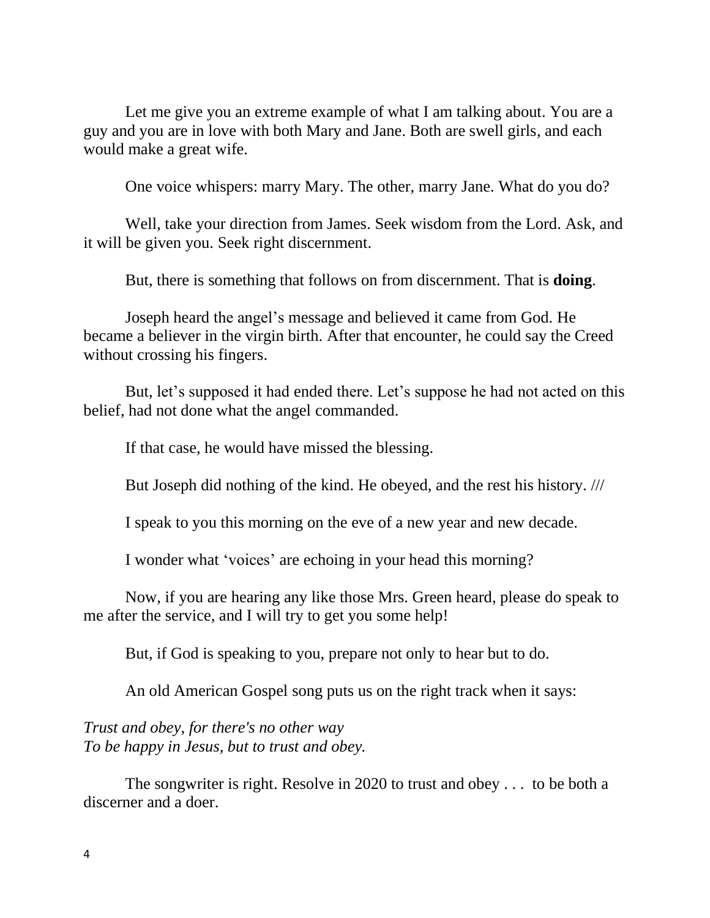Let me give you an extreme example of what I am talking about. You are a guy and you are in love with both Mary and Jane. Both are swell girls, and each would make a great wife.

One voice whispers: marry Mary. The other, marry Jane. What do you do?

Well, take your direction from James. Seek wisdom from the Lord. Ask, and it will be given you. Seek right discernment.

But, there is something that follows on from discernment. That is **doing**.

Joseph heard the angel's message and believed it came from God. He became a believer in the virgin birth. After that encounter, he could say the Creed without crossing his fingers.

But, let's supposed it had ended there. Let's suppose he had not acted on this belief, had not done what the angel commanded.

If that case, he would have missed the blessing.

But Joseph did nothing of the kind. He obeyed, and the rest his history. ///

I speak to you this morning on the eve of a new year and new decade.

I wonder what 'voices' are echoing in your head this morning?

Now, if you are hearing any like those Mrs. Green heard, please do speak to me after the service, and I will try to get you some help!

But, if God is speaking to you, prepare not only to hear but to do.

An old American Gospel song puts us on the right track when it says:

*Trust and obey, for there's no other way*
*To be happy in Jesus, but to trust and obey.*

The songwriter is right. Resolve in 2020 to trust and obey . . . to be both a discerner and a doer.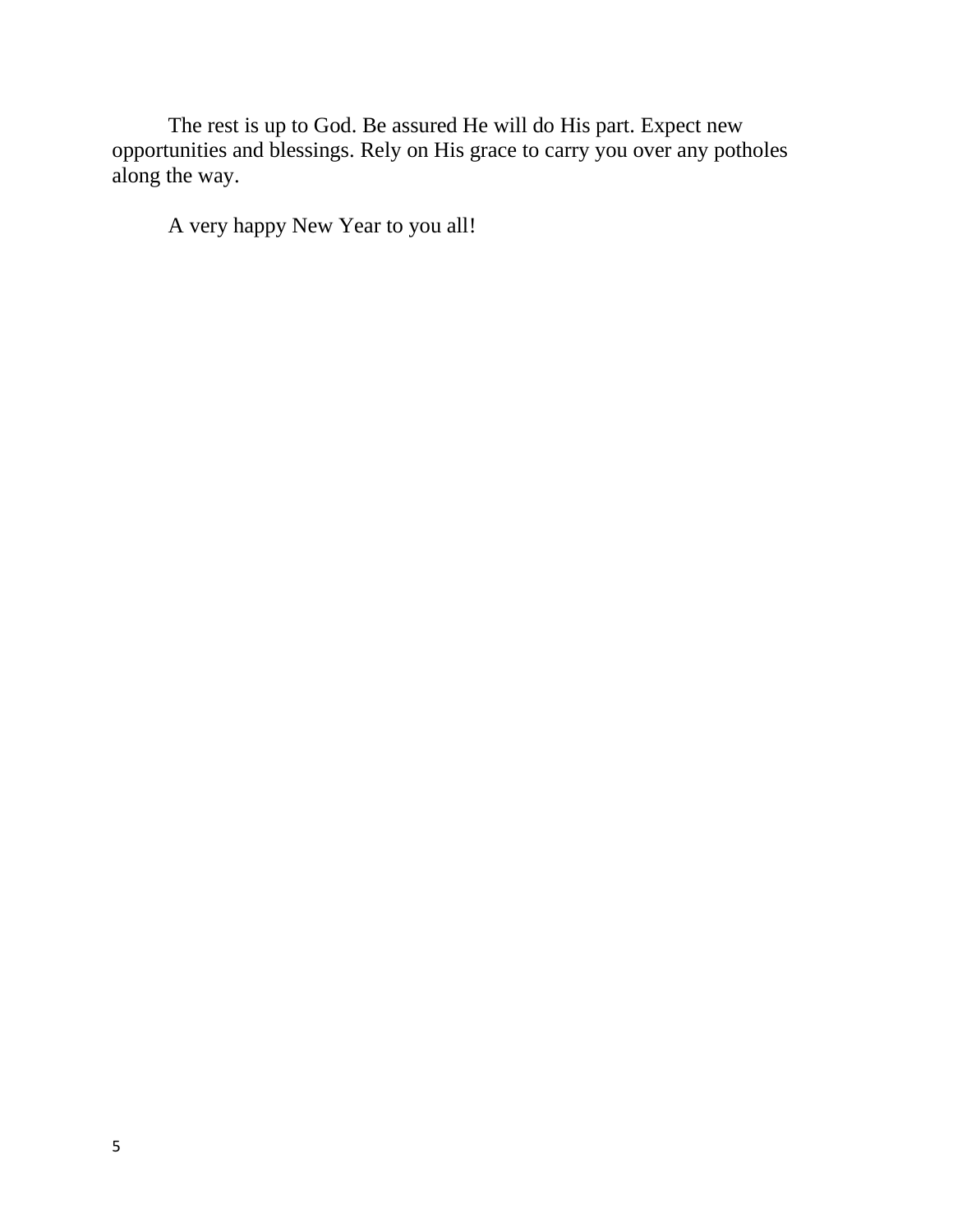The rest is up to God. Be assured He will do His part. Expect new opportunities and blessings. Rely on His grace to carry you over any potholes along the way.

A very happy New Year to you all!